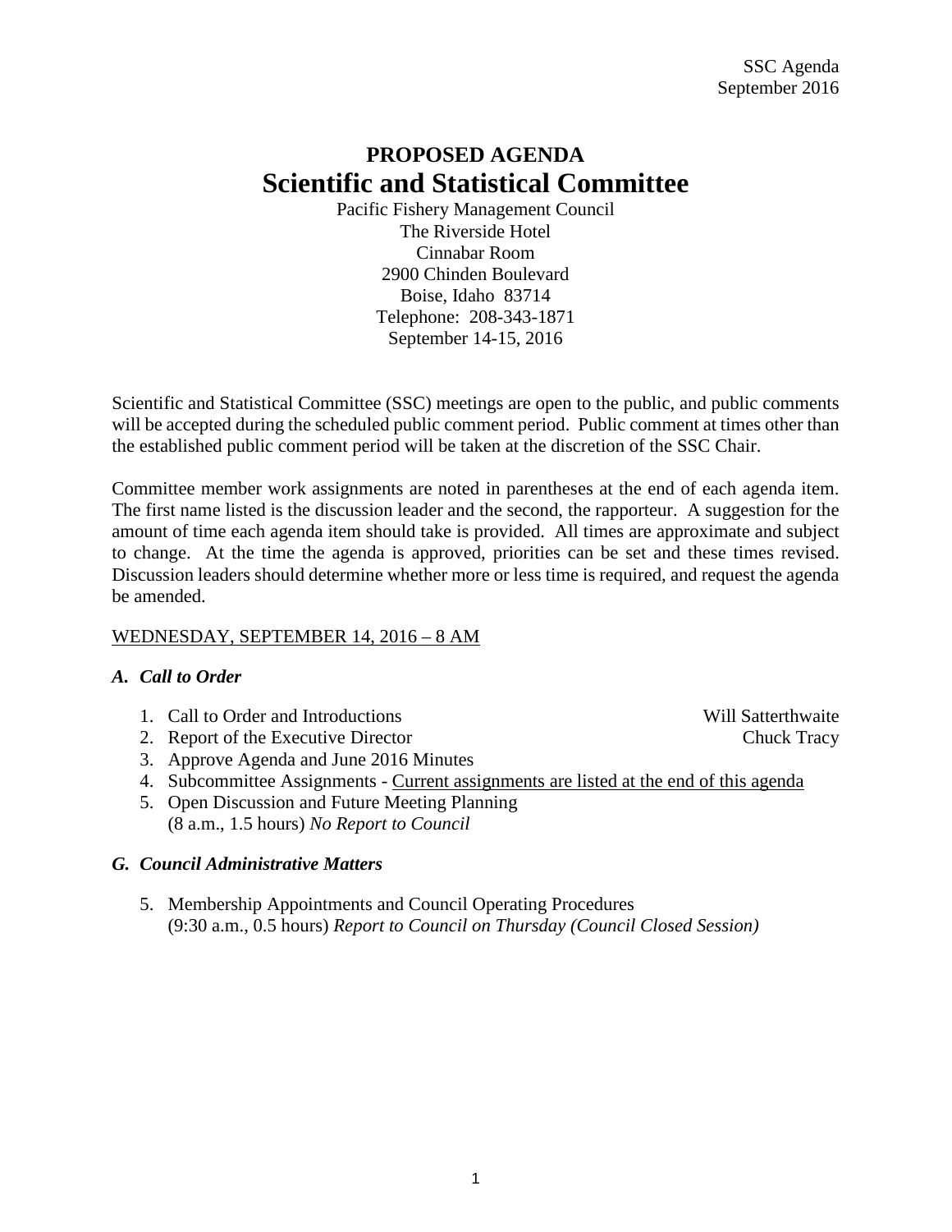# PROPOSED AGENDA

## Scientific and Statistical Committee

Pacific Fishery Management Council
The Riverside Hotel
Cinnabar Room
2900 Chinden Boulevard
Boise, Idaho 83714
Telephone: 208-343-1871
September 14-15, 2016

Scientific and Statistical Committee (SSC) meetings are open to the public, and public comments will be accepted during the scheduled public comment period. Public comment at times other than the established public comment period will be taken at the discretion of the SSC Chair.

Committee member work assignments are noted in parentheses at the end of each agenda item. The first name listed is the discussion leader and the second, the rapporteur. A suggestion for the amount of time each agenda item should take is provided. All times are approximate and subject to change. At the time the agenda is approved, priorities can be set and these times revised. Discussion leaders should determine whether more or less time is required, and request the agenda be amended.

<u>WEDNESDAY, SEPTEMBER 14, 2016 – 8 AM</u>

### *A. Call to Order*

1. Call to Order and Introductions — Will Satterthwaite
2. Report of the Executive Director — Chuck Tracy
3. Approve Agenda and June 2016 Minutes
4. Subcommittee Assignments - <u>Current assignments are listed at the end of this agenda</u>
5. Open Discussion and Future Meeting Planning
   (8 a.m., 1.5 hours) *No Report to Council*

### *G. Council Administrative Matters*

5. Membership Appointments and Council Operating Procedures
   (9:30 a.m., 0.5 hours) *Report to Council on Thursday (Council Closed Session)*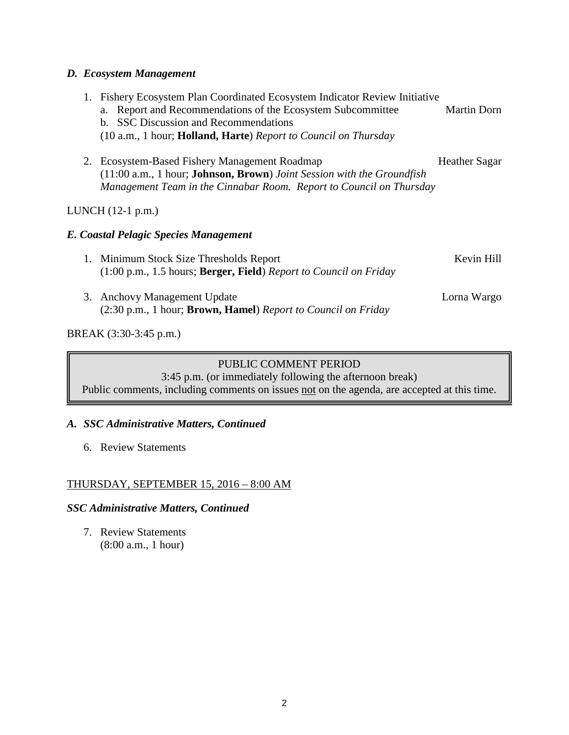### *D. Ecosystem Management*

1. Fishery Ecosystem Plan Coordinated Ecosystem Indicator Review Initiative
   a. Report and Recommendations of the Ecosystem Subcommittee — Martin Dorn
   b. SSC Discussion and Recommendations
   (10 a.m., 1 hour; **Holland, Harte**) *Report to Council on Thursday*

2. Ecosystem-Based Fishery Management Roadmap — Heather Sagar
   (11:00 a.m., 1 hour; **Johnson, Brown**) *Joint Session with the Groundfish Management Team in the Cinnabar Room. Report to Council on Thursday*

LUNCH (12-1 p.m.)

### *E. Coastal Pelagic Species Management*

1. Minimum Stock Size Thresholds Report — Kevin Hill
   (1:00 p.m., 1.5 hours; **Berger, Field**) *Report to Council on Friday*

3. Anchovy Management Update — Lorna Wargo
   (2:30 p.m., 1 hour; **Brown, Hamel**) *Report to Council on Friday*

BREAK (3:30-3:45 p.m.)

> PUBLIC COMMENT PERIOD
> 3:45 p.m. (or immediately following the afternoon break)
> Public comments, including comments on issues <u>not</u> on the agenda, are accepted at this time.

### *A. SSC Administrative Matters, Continued*

6. Review Statements

<u>THURSDAY, SEPTEMBER 15, 2016 – 8:00 AM</u>

### *SSC Administrative Matters, Continued*

7. Review Statements
   (8:00 a.m., 1 hour)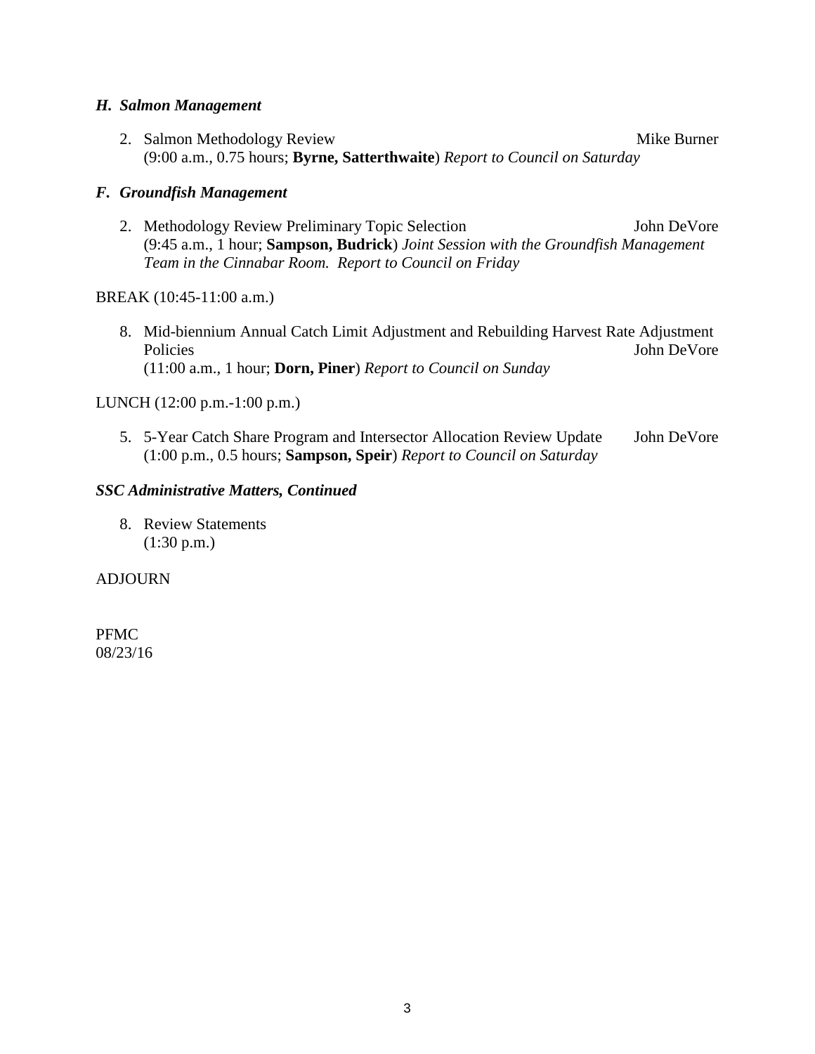### *H. Salmon Management*

2. Salmon Methodology Review — Mike Burner
   (9:00 a.m., 0.75 hours; **Byrne, Satterthwaite**) *Report to Council on Saturday*

### *F. Groundfish Management*

2. Methodology Review Preliminary Topic Selection — John DeVore
   (9:45 a.m., 1 hour; **Sampson, Budrick**) *Joint Session with the Groundfish Management Team in the Cinnabar Room. Report to Council on Friday*

BREAK (10:45-11:00 a.m.)

8. Mid-biennium Annual Catch Limit Adjustment and Rebuilding Harvest Rate Adjustment Policies — John DeVore
   (11:00 a.m., 1 hour; **Dorn, Piner**) *Report to Council on Sunday*

LUNCH (12:00 p.m.-1:00 p.m.)

5. 5-Year Catch Share Program and Intersector Allocation Review Update — John DeVore
   (1:00 p.m., 0.5 hours; **Sampson, Speir**) *Report to Council on Saturday*

### *SSC Administrative Matters, Continued*

8. Review Statements
   (1:30 p.m.)

ADJOURN

PFMC
08/23/16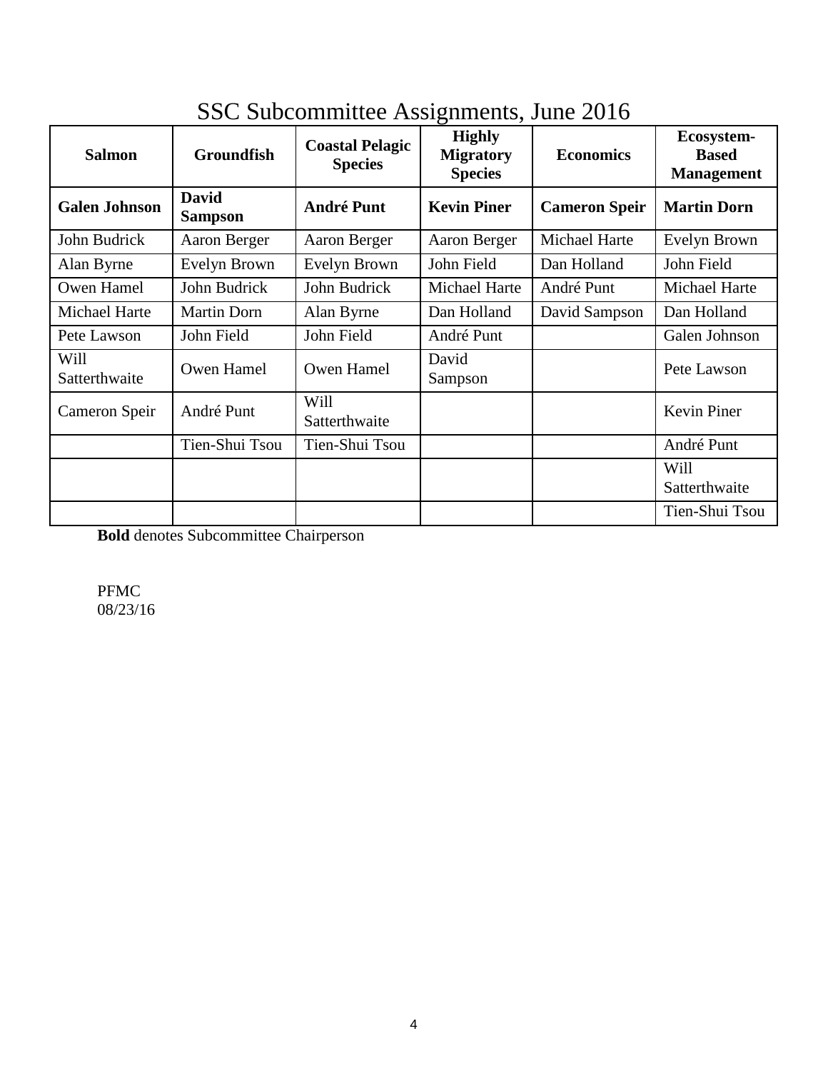# SSC Subcommittee Assignments, June 2016

| Salmon | Groundfish | Coastal Pelagic Species | Highly Migratory Species | Economics | Ecosystem-Based Management |
|---|---|---|---|---|---|
| **Galen Johnson** | **David Sampson** | **André Punt** | **Kevin Piner** | **Cameron Speir** | **Martin Dorn** |
| John Budrick | Aaron Berger | Aaron Berger | Aaron Berger | Michael Harte | Evelyn Brown |
| Alan Byrne | Evelyn Brown | Evelyn Brown | John Field | Dan Holland | John Field |
| Owen Hamel | John Budrick | John Budrick | Michael Harte | André Punt | Michael Harte |
| Michael Harte | Martin Dorn | Alan Byrne | Dan Holland | David Sampson | Dan Holland |
| Pete Lawson | John Field | John Field | André Punt | | Galen Johnson |
| Will Satterthwaite | Owen Hamel | Owen Hamel | David Sampson | | Pete Lawson |
| Cameron Speir | André Punt | Will Satterthwaite | | | Kevin Piner |
| | Tien-Shui Tsou | Tien-Shui Tsou | | | André Punt |
| | | | | | Will Satterthwaite |
| | | | | | Tien-Shui Tsou |

**Bold** denotes Subcommittee Chairperson

PFMC
08/23/16